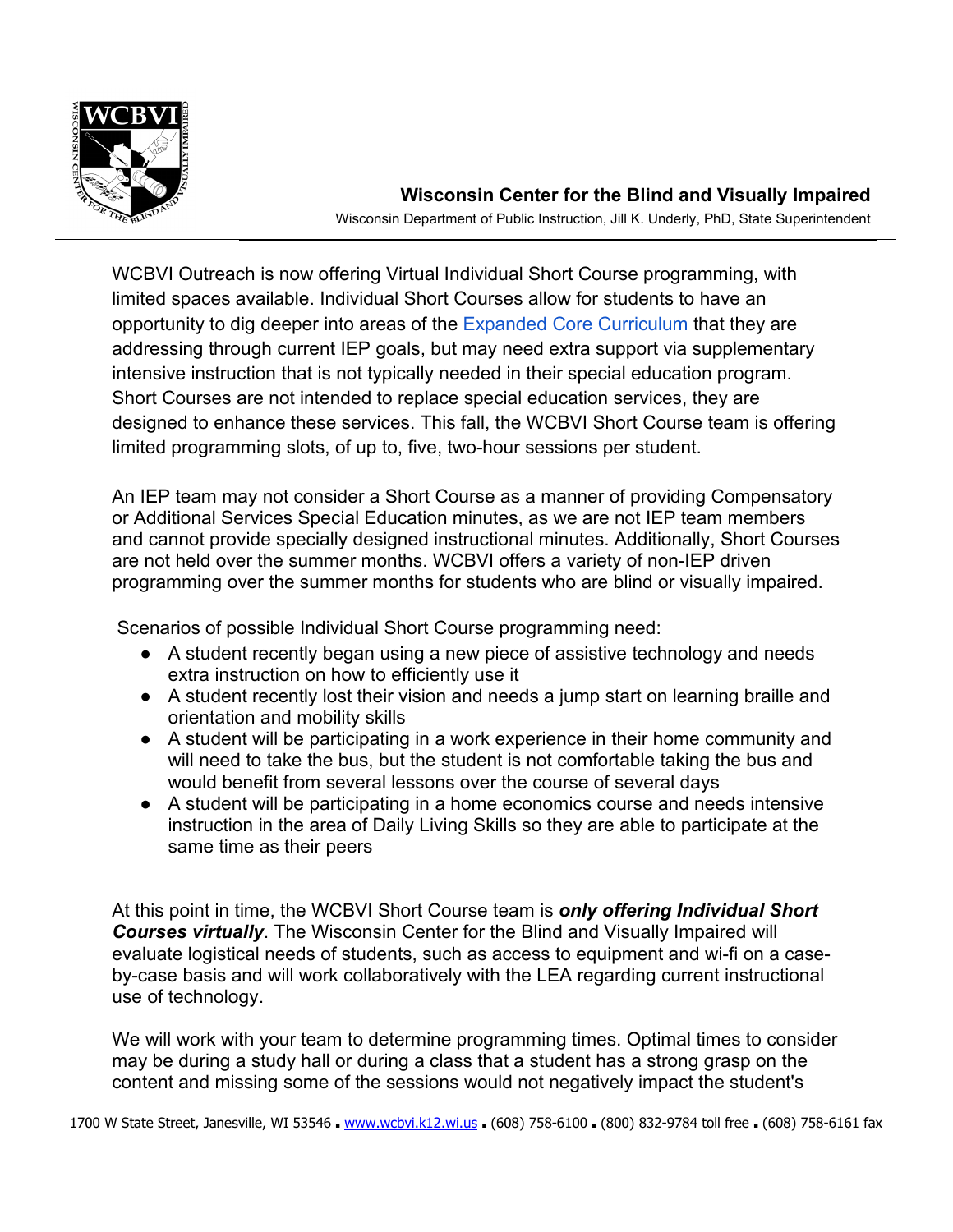**Wisconsin Center for the Blind and Visually Impaired**

Wisconsin Department of Public Instruction, Jill K. Underly, PhD, State Superintendent

WCBVI Outreach is now offering Virtual Individual Short Course programming, with limited spaces available. Individual Short Courses allow for students to have an opportunity to dig deeper into areas of the [Expanded Core Curriculum](#) that they are addressing through current IEP goals, but may need extra support via supplementary intensive instruction that is not typically needed in their special education program. Short Courses are not intended to replace special education services, they are designed to enhance these services. This fall, the WCBVI Short Course team is offering limited programming slots, of up to, five, two-hour sessions per student.

An IEP team may not consider a Short Course as a manner of providing Compensatory or Additional Services Special Education minutes, as we are not IEP team members and cannot provide specially designed instructional minutes. Additionally, Short Courses are not held over the summer months. WCBVI offers a variety of non-IEP driven programming over the summer months for students who are blind or visually impaired.

Scenarios of possible Individual Short Course programming need:

- A student recently began using a new piece of assistive technology and needs extra instruction on how to efficiently use it
- A student recently lost their vision and needs a jump start on learning braille and orientation and mobility skills
- A student will be participating in a work experience in their home community and will need to take the bus, but the student is not comfortable taking the bus and would benefit from several lessons over the course of several days
- A student will be participating in a home economics course and needs intensive instruction in the area of Daily Living Skills so they are able to participate at the same time as their peers

At this point in time, the WCBVI Short Course team is ***only offering Individual Short Courses virtually***. The Wisconsin Center for the Blind and Visually Impaired will evaluate logistical needs of students, such as access to equipment and wi-fi on a case-by-case basis and will work collaboratively with the LEA regarding current instructional use of technology.

We will work with your team to determine programming times. Optimal times to consider may be during a study hall or during a class that a student has a strong grasp on the content and missing some of the sessions would not negatively impact the student's

1700 W State Street, Janesville, WI 53546 ▪ [www.wcbvi.k12.wi.us](http://www.wcbvi.k12.wi.us) ▪ (608) 758-6100 ▪ (800) 832-9784 toll free ▪ (608) 758-6161 fax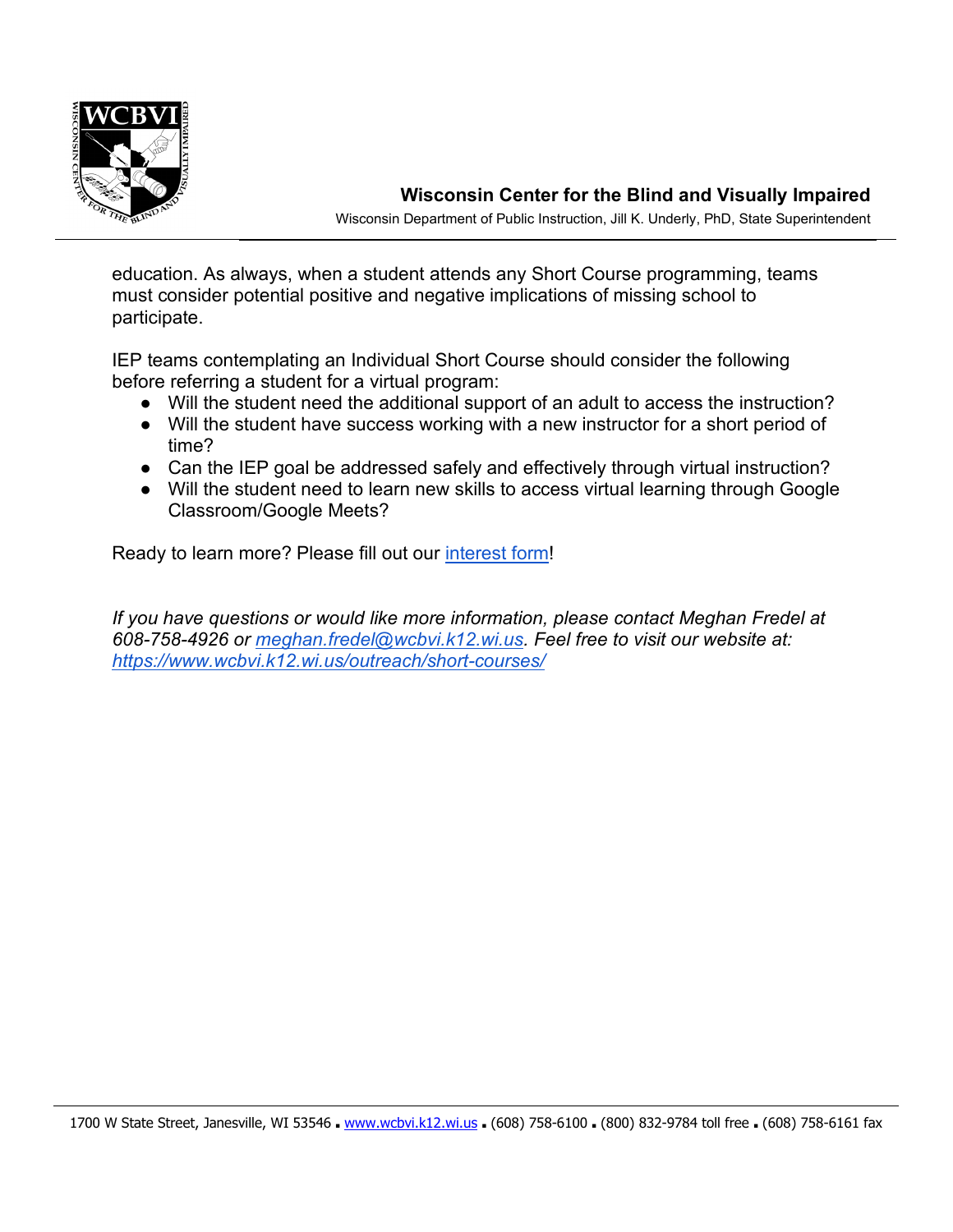education. As always, when a student attends any Short Course programming, teams must consider potential positive and negative implications of missing school to participate.

IEP teams contemplating an Individual Short Course should consider the following before referring a student for a virtual program:

- Will the student need the additional support of an adult to access the instruction?
- Will the student have success working with a new instructor for a short period of time?
- Can the IEP goal be addressed safely and effectively through virtual instruction?
- Will the student need to learn new skills to access virtual learning through Google Classroom/Google Meets?

Ready to learn more? Please fill out our interest form!

*If you have questions or would like more information, please contact Meghan Fredel at 608-758-4926 or meghan.fredel@wcbvi.k12.wi.us. Feel free to visit our website at: https://www.wcbvi.k12.wi.us/outreach/short-courses/*